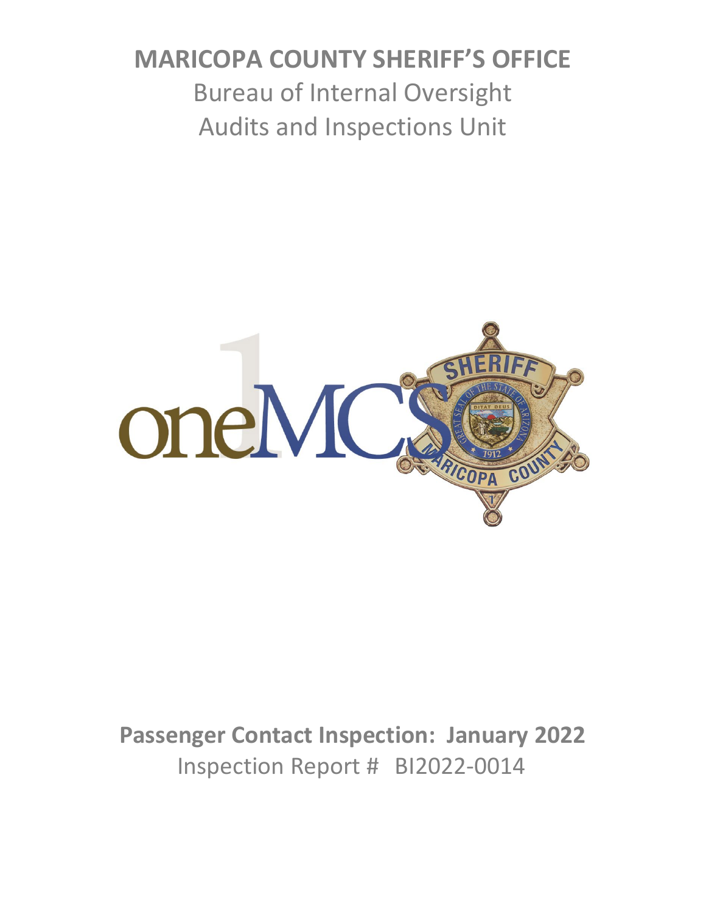# MARICOPA COUNTY SHERIFF'S OFFICE

## Bureau of Internal Oversight
## Audits and Inspections Unit

**Passenger Contact Inspection: January 2022**

Inspection Report # BI2022-0014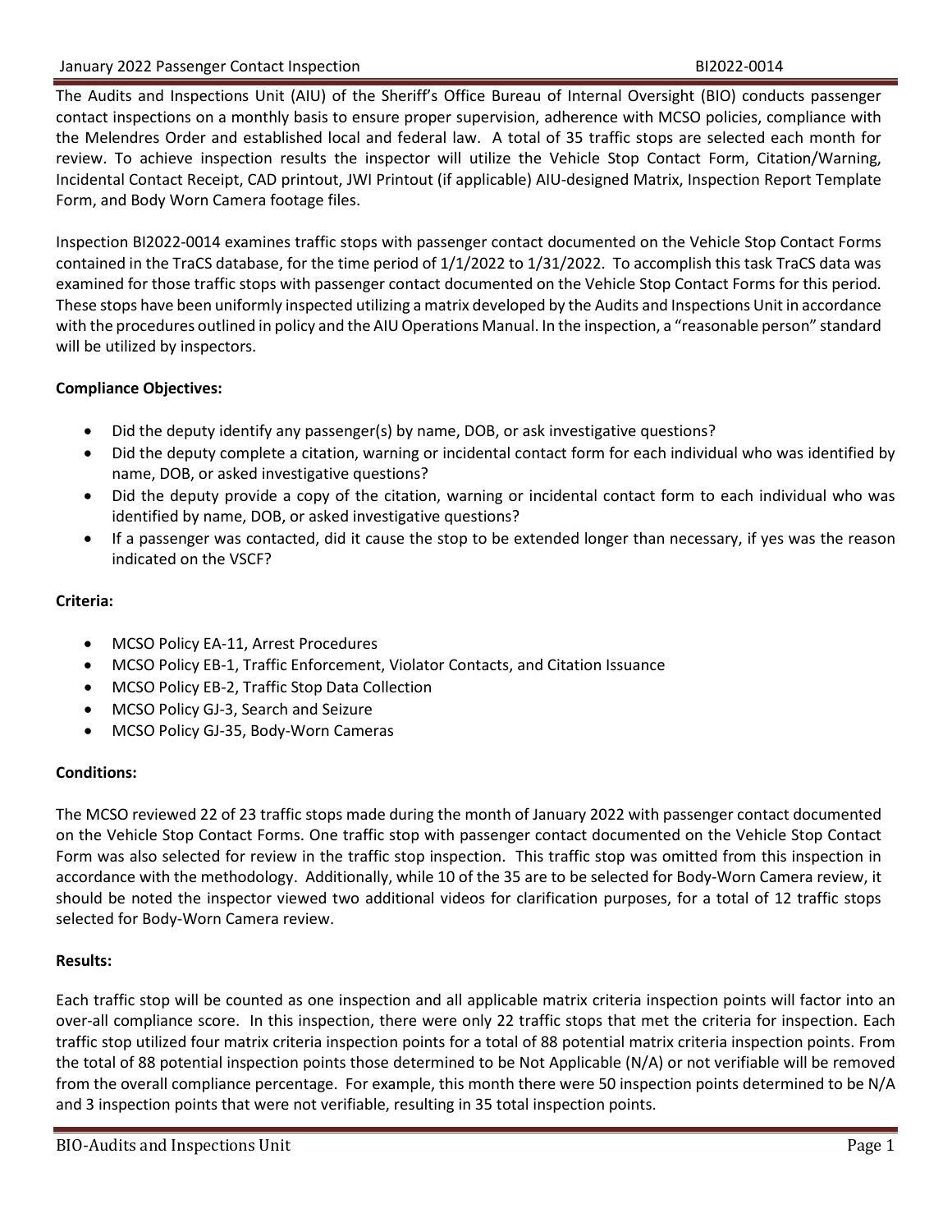The Audits and Inspections Unit (AIU) of the Sheriff's Office Bureau of Internal Oversight (BIO) conducts passenger contact inspections on a monthly basis to ensure proper supervision, adherence with MCSO policies, compliance with the Melendres Order and established local and federal law. A total of 35 traffic stops are selected each month for review. To achieve inspection results the inspector will utilize the Vehicle Stop Contact Form, Citation/Warning, Incidental Contact Receipt, CAD printout, JWI Printout (if applicable) AIU-designed Matrix, Inspection Report Template Form, and Body Worn Camera footage files.

Inspection BI2022-0014 examines traffic stops with passenger contact documented on the Vehicle Stop Contact Forms contained in the TraCS database, for the time period of 1/1/2022 to 1/31/2022. To accomplish this task TraCS data was examined for those traffic stops with passenger contact documented on the Vehicle Stop Contact Forms for this period. These stops have been uniformly inspected utilizing a matrix developed by the Audits and Inspections Unit in accordance with the procedures outlined in policy and the AIU Operations Manual. In the inspection, a "reasonable person" standard will be utilized by inspectors.

**Compliance Objectives:**

- Did the deputy identify any passenger(s) by name, DOB, or ask investigative questions?
- Did the deputy complete a citation, warning or incidental contact form for each individual who was identified by name, DOB, or asked investigative questions?
- Did the deputy provide a copy of the citation, warning or incidental contact form to each individual who was identified by name, DOB, or asked investigative questions?
- If a passenger was contacted, did it cause the stop to be extended longer than necessary, if yes was the reason indicated on the VSCF?

**Criteria:**

- MCSO Policy EA-11, Arrest Procedures
- MCSO Policy EB-1, Traffic Enforcement, Violator Contacts, and Citation Issuance
- MCSO Policy EB-2, Traffic Stop Data Collection
- MCSO Policy GJ-3, Search and Seizure
- MCSO Policy GJ-35, Body-Worn Cameras

**Conditions:**

The MCSO reviewed 22 of 23 traffic stops made during the month of January 2022 with passenger contact documented on the Vehicle Stop Contact Forms. One traffic stop with passenger contact documented on the Vehicle Stop Contact Form was also selected for review in the traffic stop inspection. This traffic stop was omitted from this inspection in accordance with the methodology. Additionally, while 10 of the 35 are to be selected for Body-Worn Camera review, it should be noted the inspector viewed two additional videos for clarification purposes, for a total of 12 traffic stops selected for Body-Worn Camera review.

**Results:**

Each traffic stop will be counted as one inspection and all applicable matrix criteria inspection points will factor into an over-all compliance score. In this inspection, there were only 22 traffic stops that met the criteria for inspection. Each traffic stop utilized four matrix criteria inspection points for a total of 88 potential matrix criteria inspection points. From the total of 88 potential inspection points those determined to be Not Applicable (N/A) or not verifiable will be removed from the overall compliance percentage. For example, this month there were 50 inspection points determined to be N/A and 3 inspection points that were not verifiable, resulting in 35 total inspection points.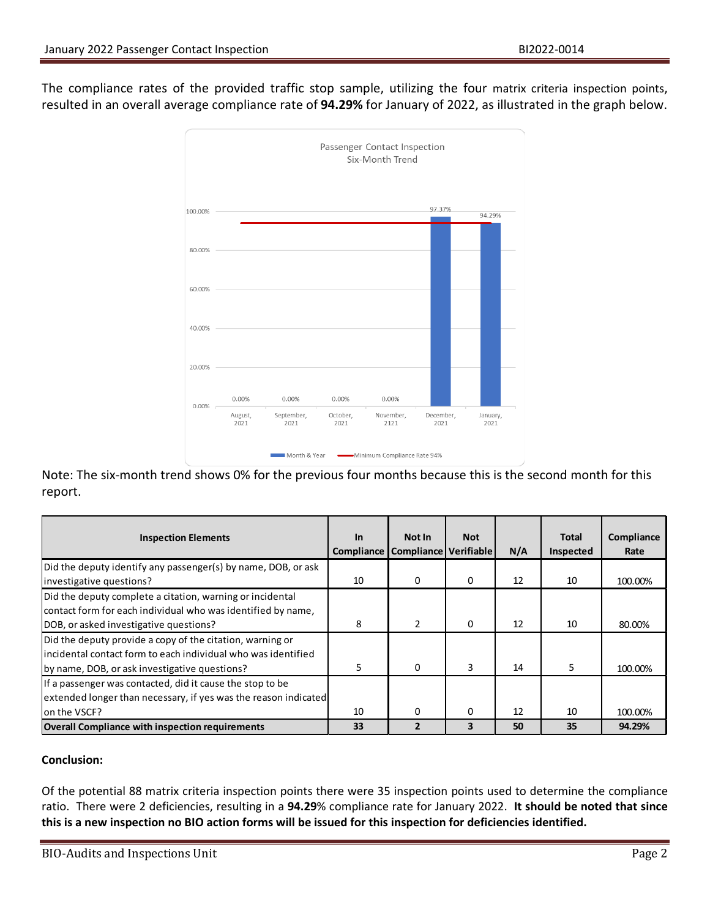The compliance rates of the provided traffic stop sample, utilizing the four matrix criteria inspection points, resulted in an overall average compliance rate of **94.29%** for January of 2022, as illustrated in the graph below.

Note: The six-month trend shows 0% for the previous four months because this is the second month for this report.

| Inspection Elements | In Compliance | Not In Compliance | Not Verifiable | N/A | Total Inspected | Compliance Rate |
|---|---|---|---|---|---|---|
| Did the deputy identify any passenger(s) by name, DOB, or ask investigative questions? | 10 | 0 | 0 | 12 | 10 | 100.00% |
| Did the deputy complete a citation, warning or incidental contact form for each individual who was identified by name, DOB, or asked investigative questions? | 8 | 2 | 0 | 12 | 10 | 80.00% |
| Did the deputy provide a copy of the citation, warning or incidental contact form to each individual who was identified by name, DOB, or ask investigative questions? | 5 | 0 | 3 | 14 | 5 | 100.00% |
| If a passenger was contacted, did it cause the stop to be extended longer than necessary, if yes was the reason indicated on the VSCF? | 10 | 0 | 0 | 12 | 10 | 100.00% |
| **Overall Compliance with inspection requirements** | **33** | **2** | **3** | **50** | **35** | **94.29%** |

**Conclusion:**

Of the potential 88 matrix criteria inspection points there were 35 inspection points used to determine the compliance ratio. There were 2 deficiencies, resulting in a **94.29**% compliance rate for January 2022. **It should be noted that since this is a new inspection no BIO action forms will be issued for this inspection for deficiencies identified.**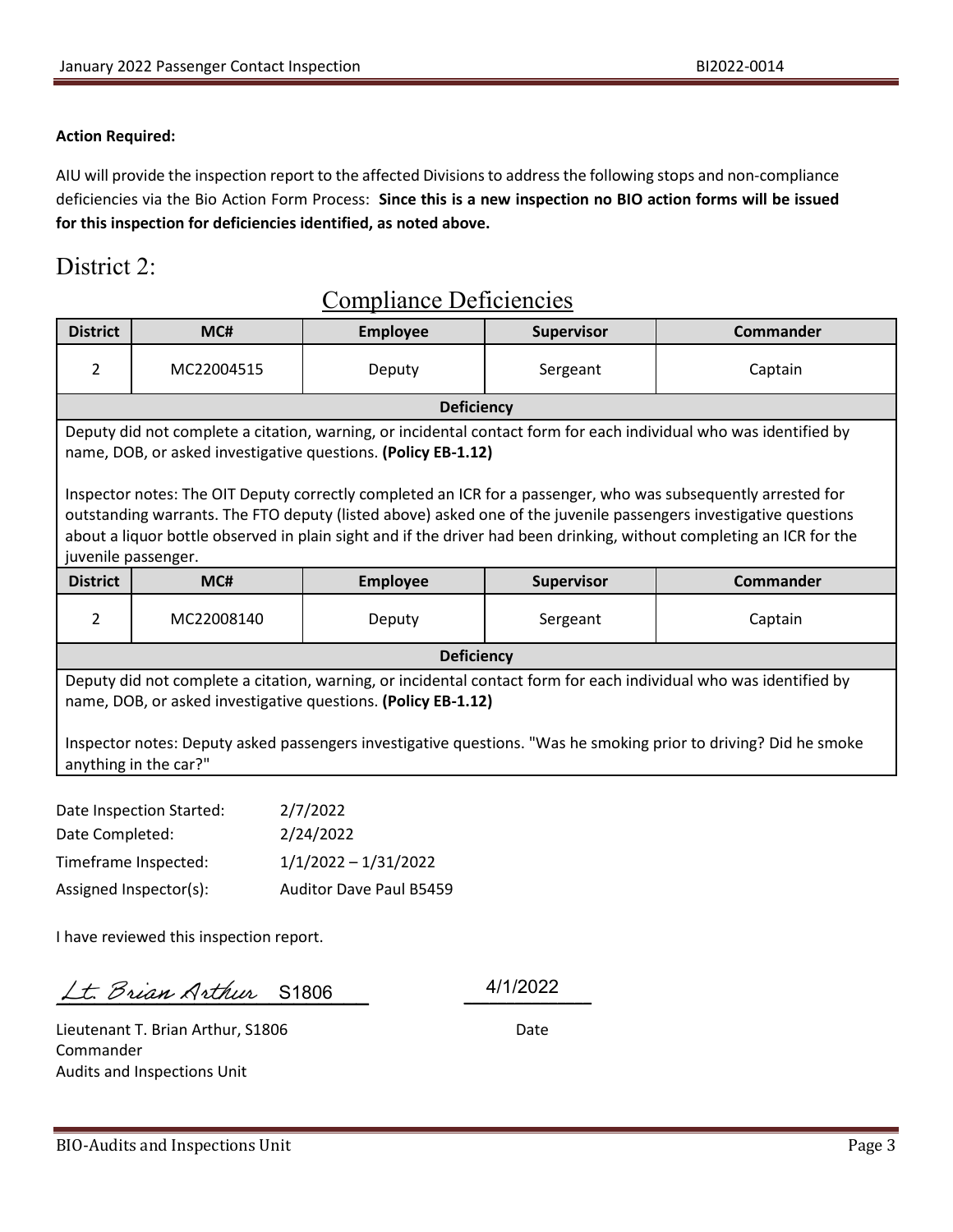**Action Required:**

AIU will provide the inspection report to the affected Divisions to address the following stops and non-compliance deficiencies via the Bio Action Form Process: **Since this is a new inspection no BIO action forms will be issued for this inspection for deficiencies identified, as noted above.**

# District 2:

## Compliance Deficiencies

| District | MC# | Employee | Supervisor | Commander |
|---|---|---|---|---|
| 2 | MC22004515 | Deputy | Sergeant | Captain |
| **Deficiency** | | | | |
| Deputy did not complete a citation, warning, or incidental contact form for each individual who was identified by name, DOB, or asked investigative questions. **(Policy EB-1.12)**<br><br>Inspector notes: The OIT Deputy correctly completed an ICR for a passenger, who was subsequently arrested for outstanding warrants. The FTO deputy (listed above) asked one of the juvenile passengers investigative questions about a liquor bottle observed in plain sight and if the driver had been drinking, without completing an ICR for the juvenile passenger. | | | | |
| **District** | **MC#** | **Employee** | **Supervisor** | **Commander** |
| 2 | MC22008140 | Deputy | Sergeant | Captain |
| **Deficiency** | | | | |
| Deputy did not complete a citation, warning, or incidental contact form for each individual who was identified by name, DOB, or asked investigative questions. **(Policy EB-1.12)**<br><br>Inspector notes: Deputy asked passengers investigative questions. "Was he smoking prior to driving? Did he smoke anything in the car?" | | | | |

Date Inspection Started: 2/7/2022
Date Completed: 2/24/2022
Timeframe Inspected: 1/1/2022 – 1/31/2022
Assigned Inspector(s): Auditor Dave Paul B5459

I have reviewed this inspection report.

Lt. Brian Arthur S1806 4/1/2022

Lieutenant T. Brian Arthur, S1806 Date
Commander
Audits and Inspections Unit